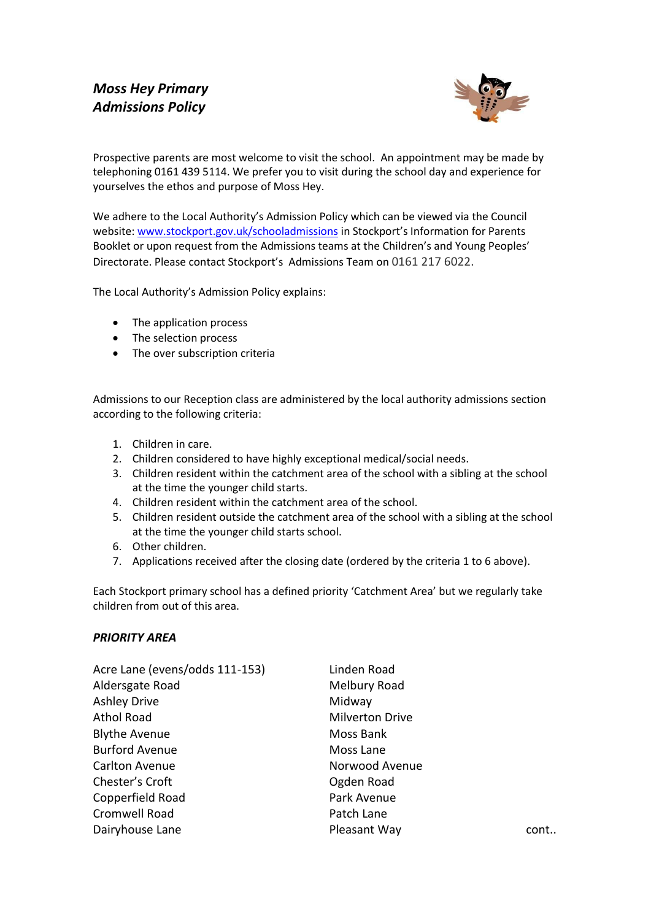***Moss Hey Primary Admissions Policy***

Prospective parents are most welcome to visit the school. An appointment may be made by telephoning 0161 439 5114. We prefer you to visit during the school day and experience for yourselves the ethos and purpose of Moss Hey.

We adhere to the Local Authority's Admission Policy which can be viewed via the Council website: [www.stockport.gov.uk/schooladmissions](http://www.stockport.gov.uk/schooladmissions) in Stockport's Information for Parents Booklet or upon request from the Admissions teams at the Children's and Young Peoples' Directorate. Please contact Stockport's Admissions Team on 0161 217 6022.

The Local Authority's Admission Policy explains:

- The application process
- The selection process
- The over subscription criteria

Admissions to our Reception class are administered by the local authority admissions section according to the following criteria:

1. Children in care.
2. Children considered to have highly exceptional medical/social needs.
3. Children resident within the catchment area of the school with a sibling at the school at the time the younger child starts.
4. Children resident within the catchment area of the school.
5. Children resident outside the catchment area of the school with a sibling at the school at the time the younger child starts school.
6. Other children.
7. Applications received after the closing date (ordered by the criteria 1 to 6 above).

Each Stockport primary school has a defined priority 'Catchment Area' but we regularly take children from out of this area.

***PRIORITY AREA***

Acre Lane (evens/odds 111-153)
Aldersgate Road
Ashley Drive
Athol Road
Blythe Avenue
Burford Avenue
Carlton Avenue
Chester's Croft
Copperfield Road
Cromwell Road
Dairyhouse Lane
Linden Road
Melbury Road
Midway
Milverton Drive
Moss Bank
Moss Lane
Norwood Avenue
Ogden Road
Park Avenue
Patch Lane
Pleasant Way

cont..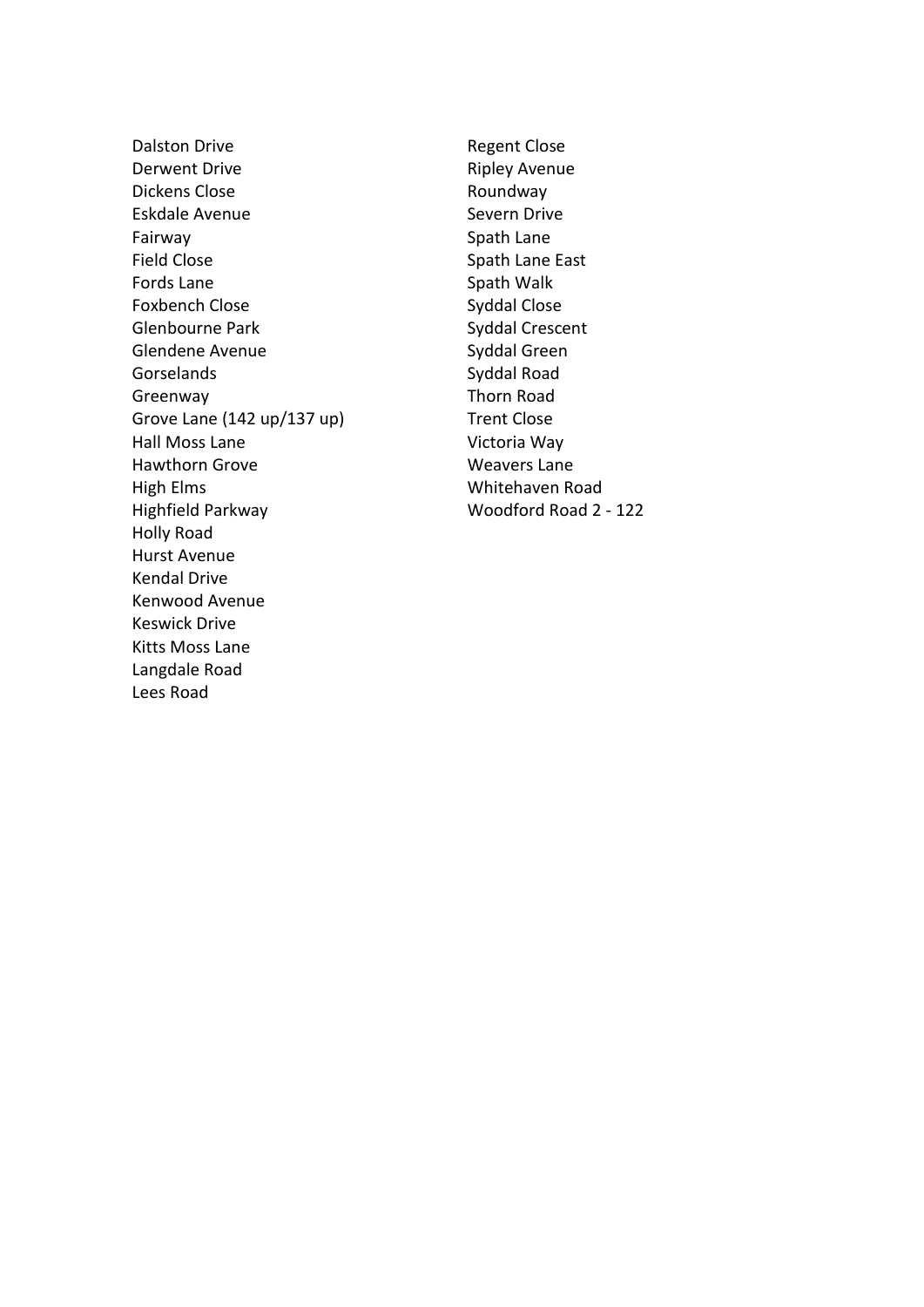Dalston Drive
Derwent Drive
Dickens Close
Eskdale Avenue
Fairway
Field Close
Fords Lane
Foxbench Close
Glenbourne Park
Glendene Avenue
Gorselands
Greenway
Grove Lane (142 up/137 up)
Hall Moss Lane
Hawthorn Grove
High Elms
Highfield Parkway
Holly Road
Hurst Avenue
Kendal Drive
Kenwood Avenue
Keswick Drive
Kitts Moss Lane
Langdale Road
Lees Road
Regent Close
Ripley Avenue
Roundway
Severn Drive
Spath Lane
Spath Lane East
Spath Walk
Syddal Close
Syddal Crescent
Syddal Green
Syddal Road
Thorn Road
Trent Close
Victoria Way
Weavers Lane
Whitehaven Road
Woodford Road 2 - 122